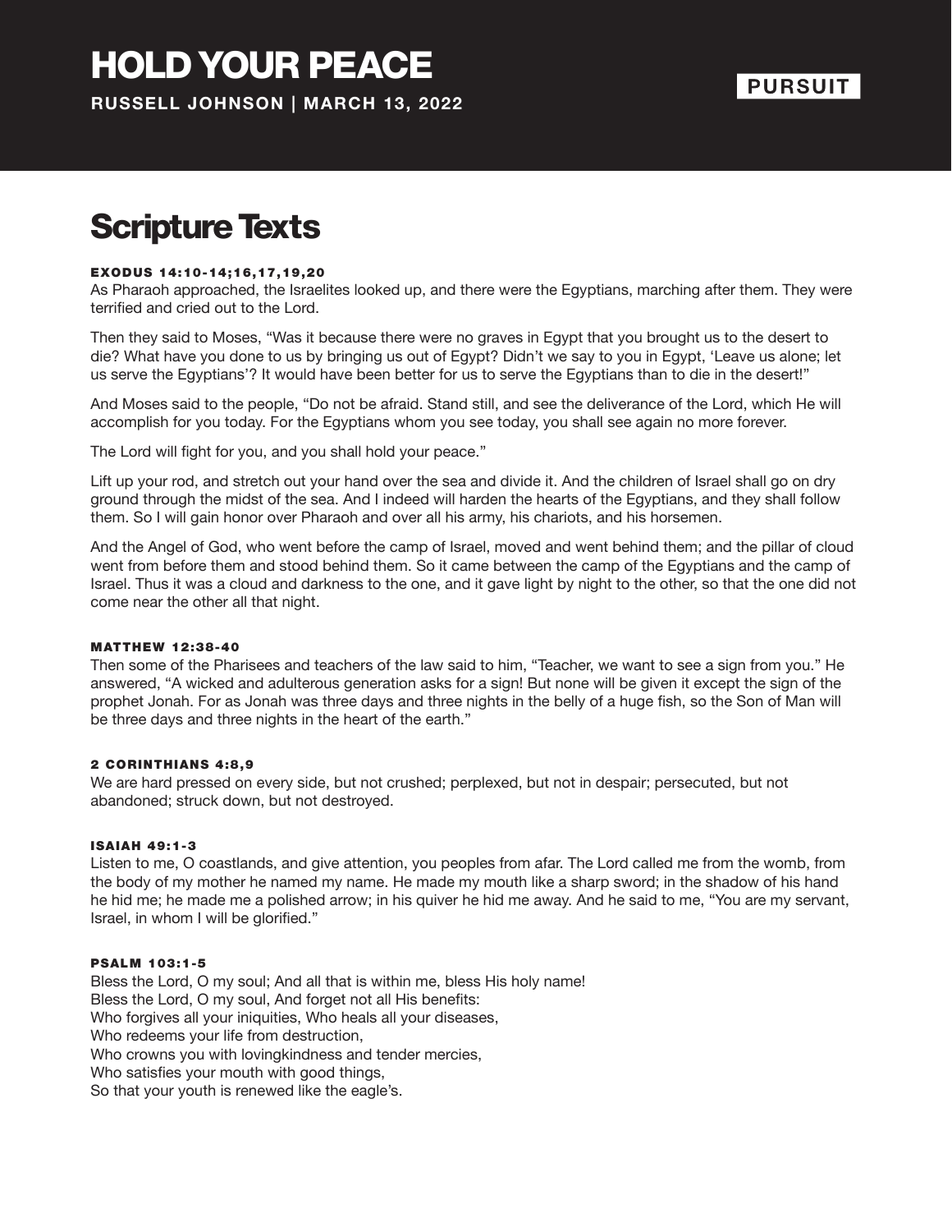# HOLD YOUR PEACE

**RUSSELL JOHNSON | MARCH 13, 2022**

**PURSUIT**

## Scripture Texts

#### EXODUS 14:10-14;16,17,19,20

As Pharaoh approached, the Israelites looked up, and there were the Egyptians, marching after them. They were terrified and cried out to the Lord.

Then they said to Moses, "Was it because there were no graves in Egypt that you brought us to the desert to die? What have you done to us by bringing us out of Egypt? Didn't we say to you in Egypt, 'Leave us alone; let us serve the Egyptians'? It would have been better for us to serve the Egyptians than to die in the desert!"

And Moses said to the people, "Do not be afraid. Stand still, and see the deliverance of the Lord, which He will accomplish for you today. For the Egyptians whom you see today, you shall see again no more forever.

The Lord will fight for you, and you shall hold your peace."

Lift up your rod, and stretch out your hand over the sea and divide it. And the children of Israel shall go on dry ground through the midst of the sea. And I indeed will harden the hearts of the Egyptians, and they shall follow them. So I will gain honor over Pharaoh and over all his army, his chariots, and his horsemen.

And the Angel of God, who went before the camp of Israel, moved and went behind them; and the pillar of cloud went from before them and stood behind them. So it came between the camp of the Egyptians and the camp of Israel. Thus it was a cloud and darkness to the one, and it gave light by night to the other, so that the one did not come near the other all that night.

#### MATTHEW 12:38-40

Then some of the Pharisees and teachers of the law said to him, "Teacher, we want to see a sign from you." He answered, "A wicked and adulterous generation asks for a sign! But none will be given it except the sign of the prophet Jonah. For as Jonah was three days and three nights in the belly of a huge fish, so the Son of Man will be three days and three nights in the heart of the earth."

#### 2 CORINTHIANS 4:8,9

We are hard pressed on every side, but not crushed; perplexed, but not in despair; persecuted, but not abandoned; struck down, but not destroyed.

#### ISAIAH 49:1-3

Listen to me, O coastlands, and give attention, you peoples from afar. The Lord called me from the womb, from the body of my mother he named my name. He made my mouth like a sharp sword; in the shadow of his hand he hid me; he made me a polished arrow; in his quiver he hid me away. And he said to me, "You are my servant, Israel, in whom I will be glorified."

#### PSALM 103:1-5

Bless the Lord, O my soul; And all that is within me, bless His holy name!
Bless the Lord, O my soul, And forget not all His benefits:
Who forgives all your iniquities, Who heals all your diseases,
Who redeems your life from destruction,
Who crowns you with lovingkindness and tender mercies,
Who satisfies your mouth with good things,
So that your youth is renewed like the eagle's.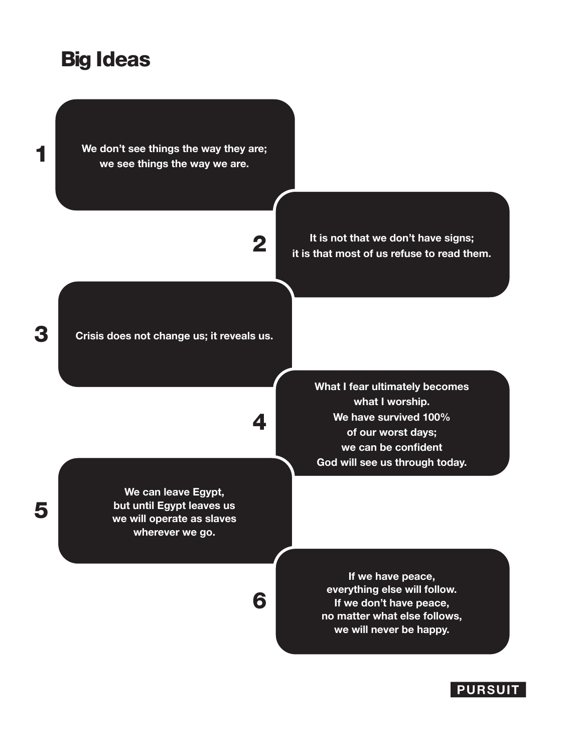# Big Ideas

1. We don't see things the way they are;
we see things the way we are.

2. It is not that we don't have signs;
it is that most of us refuse to read them.

3. Crisis does not change us; it reveals us.

4. What I fear ultimately becomes
what I worship.
We have survived 100%
of our worst days;
we can be confident
God will see us through today.

5. We can leave Egypt,
but until Egypt leaves us
we will operate as slaves
wherever we go.

6. If we have peace,
everything else will follow.
If we don't have peace,
no matter what else follows,
we will never be happy.

PURSUIT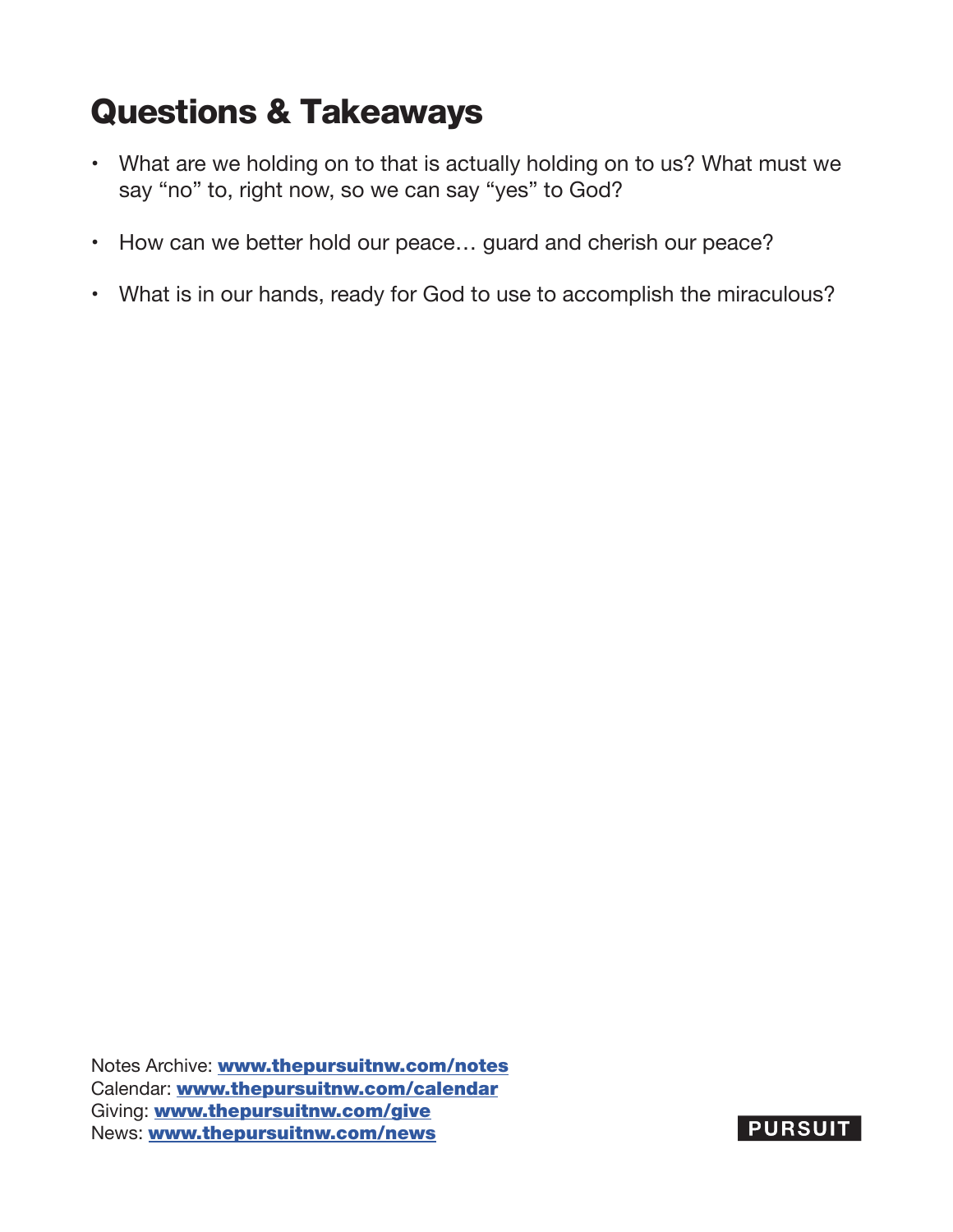## Questions & Takeaways

- What are we holding on to that is actually holding on to us? What must we say "no" to, right now, so we can say "yes" to God?
- How can we better hold our peace… guard and cherish our peace?
- What is in our hands, ready for God to use to accomplish the miraculous?

Notes Archive: **www.thepursuitnw.com/notes**
Calendar: **www.thepursuitnw.com/calendar**
Giving: **www.thepursuitnw.com/give**
News: **www.thepursuitnw.com/news**

PURSUIT